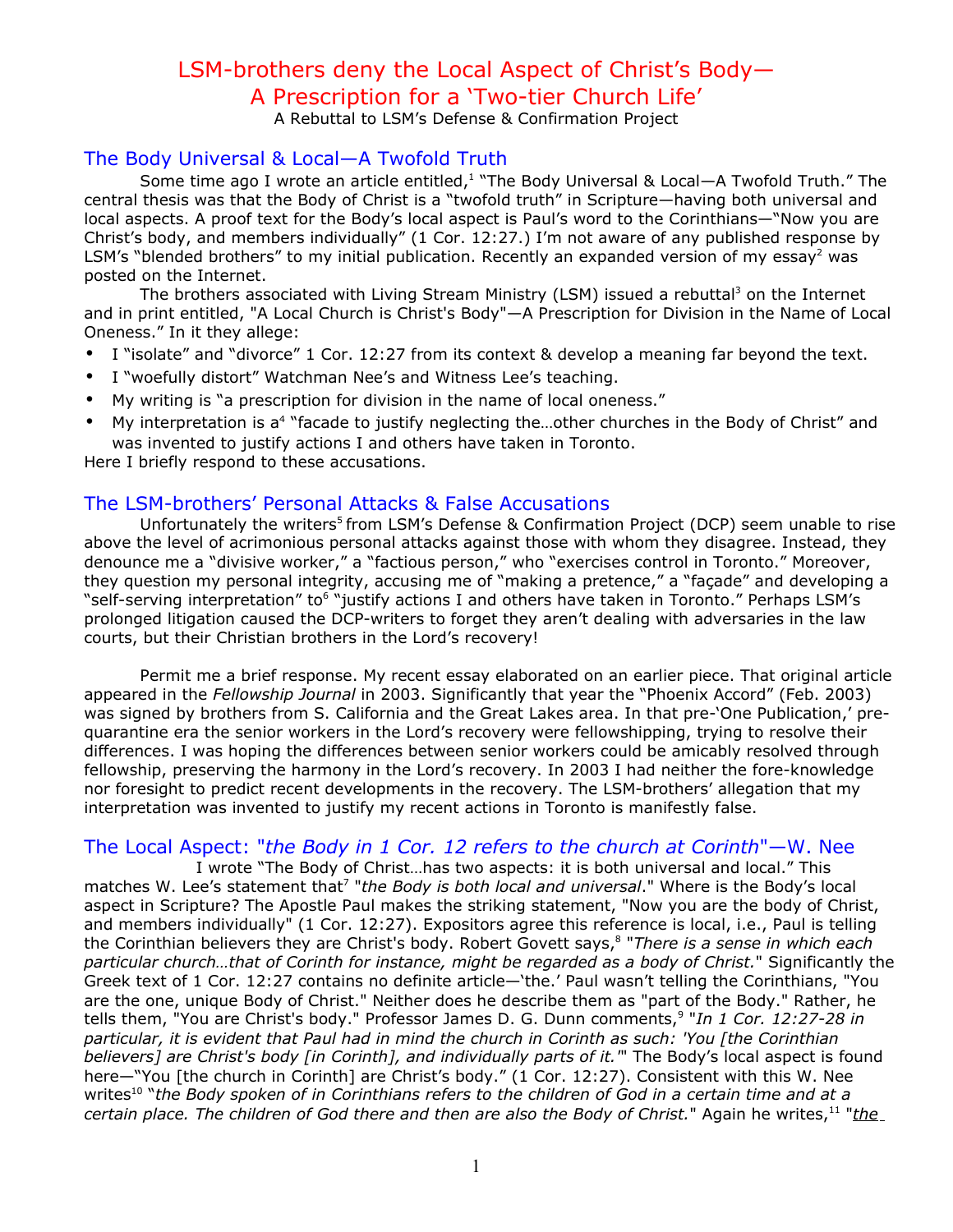# LSM-brothers deny the Local Aspect of Christ's Body—A Prescription for a 'Two-tier Church Life'

A Rebuttal to LSM's Defense & Confirmation Project

## The Body Universal & Local—A Twofold Truth

Some time ago I wrote an article entitled,[1] "The Body Universal & Local—A Twofold Truth." The central thesis was that the Body of Christ is a "twofold truth" in Scripture—having both universal and local aspects. A proof text for the Body's local aspect is Paul's word to the Corinthians—"Now you are Christ's body, and members individually" (1 Cor. 12:27.) I'm not aware of any published response by LSM's "blended brothers" to my initial publication. Recently an expanded version of my essay[2] was posted on the Internet.

The brothers associated with Living Stream Ministry (LSM) issued a rebuttal[3] on the Internet and in print entitled, "A Local Church is Christ's Body"—A Prescription for Division in the Name of Local Oneness." In it they allege:

- I "isolate" and "divorce" 1 Cor. 12:27 from its context & develop a meaning far beyond the text.
- I "woefully distort" Watchman Nee's and Witness Lee's teaching.
- My writing is "a prescription for division in the name of local oneness."
- My interpretation is a[4] "facade to justify neglecting the…other churches in the Body of Christ" and was invented to justify actions I and others have taken in Toronto.

Here I briefly respond to these accusations.

## The LSM-brothers' Personal Attacks & False Accusations

Unfortunately the writers[5] from LSM's Defense & Confirmation Project (DCP) seem unable to rise above the level of acrimonious personal attacks against those with whom they disagree. Instead, they denounce me a "divisive worker," a "factious person," who "exercises control in Toronto." Moreover, they question my personal integrity, accusing me of "making a pretence," a "façade" and developing a "self-serving interpretation" to[6] "justify actions I and others have taken in Toronto." Perhaps LSM's prolonged litigation caused the DCP-writers to forget they aren't dealing with adversaries in the law courts, but their Christian brothers in the Lord's recovery!

Permit me a brief response. My recent essay elaborated on an earlier piece. That original article appeared in the *Fellowship Journal* in 2003. Significantly that year the "Phoenix Accord" (Feb. 2003) was signed by brothers from S. California and the Great Lakes area. In that pre-'One Publication,' pre-quarantine era the senior workers in the Lord's recovery were fellowshipping, trying to resolve their differences. I was hoping the differences between senior workers could be amicably resolved through fellowship, preserving the harmony in the Lord's recovery. In 2003 I had neither the fore-knowledge nor foresight to predict recent developments in the recovery. The LSM-brothers' allegation that my interpretation was invented to justify my recent actions in Toronto is manifestly false.

## The Local Aspect: "*the Body in 1 Cor. 12 refers to the church at Corinth*"—W. Nee

I wrote "The Body of Christ…has two aspects: it is both universal and local." This matches W. Lee's statement that[7] "*the Body is both local and universal*." Where is the Body's local aspect in Scripture? The Apostle Paul makes the striking statement, "Now you are the body of Christ, and members individually" (1 Cor. 12:27). Expositors agree this reference is local, i.e., Paul is telling the Corinthian believers they are Christ's body. Robert Govett says,[8] "*There is a sense in which each particular church…that of Corinth for instance, might be regarded as a body of Christ.*" Significantly the Greek text of 1 Cor. 12:27 contains no definite article—'the.' Paul wasn't telling the Corinthians, "You are the one, unique Body of Christ." Neither does he describe them as "part of the Body." Rather, he tells them, "You are Christ's body." Professor James D. G. Dunn comments,[9] "*In 1 Cor. 12:27-28 in particular, it is evident that Paul had in mind the church in Corinth as such: 'You [the Corinthian believers] are Christ's body [in Corinth], and individually parts of it.'*" The Body's local aspect is found here—"You [the church in Corinth] are Christ's body." (1 Cor. 12:27). Consistent with this W. Nee writes[10] "*the Body spoken of in Corinthians refers to the children of God in a certain time and at a certain place. The children of God there and then are also the Body of Christ.*" Again he writes,[11] "*the*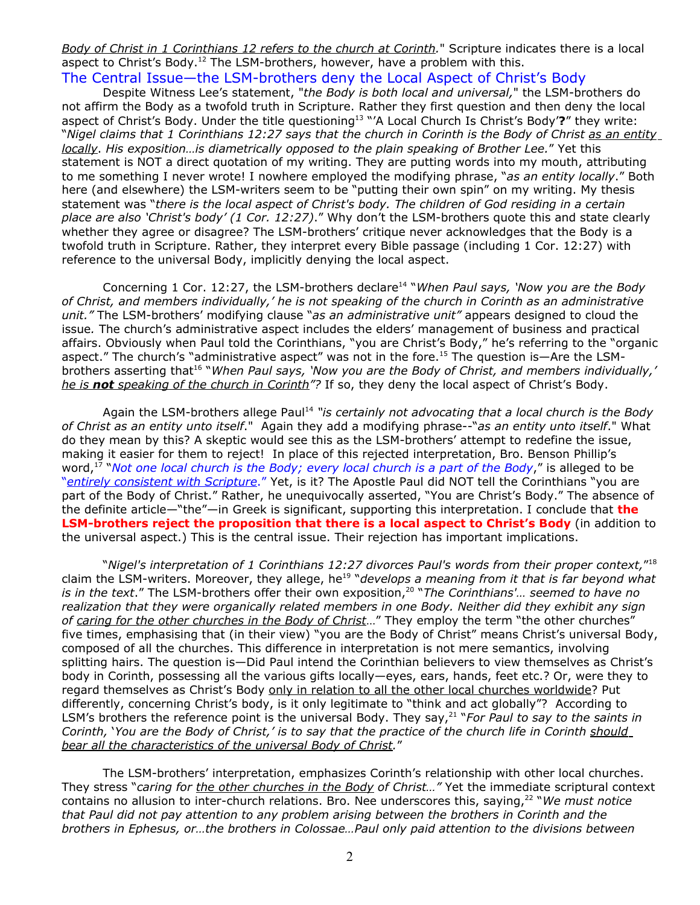*Body of Christ in 1 Corinthians 12 refers to the church at Corinth.*" Scripture indicates there is a local aspect to Christ's Body.[12] The LSM-brothers, however, have a problem with this.

## The Central Issue—the LSM-brothers deny the Local Aspect of Christ's Body

Despite Witness Lee's statement, "*the Body is both local and universal,*" the LSM-brothers do not affirm the Body as a twofold truth in Scripture. Rather they first question and then deny the local aspect of Christ's Body. Under the title questioning[13] "'A Local Church Is Christ's Body'**?**" they write: "*Nigel claims that 1 Corinthians 12:27 says that the church in Corinth is the Body of Christ as an entity locally. His exposition…is diametrically opposed to the plain speaking of Brother Lee.*" Yet this statement is NOT a direct quotation of my writing. They are putting words into my mouth, attributing to me something I never wrote! I nowhere employed the modifying phrase, "*as an entity locally*." Both here (and elsewhere) the LSM-writers seem to be "putting their own spin" on my writing. My thesis statement was "*there is the local aspect of Christ's body. The children of God residing in a certain place are also 'Christ's body' (1 Cor. 12:27)*." Why don't the LSM-brothers quote this and state clearly whether they agree or disagree? The LSM-brothers' critique never acknowledges that the Body is a twofold truth in Scripture. Rather, they interpret every Bible passage (including 1 Cor. 12:27) with reference to the universal Body, implicitly denying the local aspect.

Concerning 1 Cor. 12:27, the LSM-brothers declare[14] "*When Paul says, 'Now you are the Body of Christ, and members individually,' he is not speaking of the church in Corinth as an administrative unit.*" The LSM-brothers' modifying clause "*as an administrative unit*" appears designed to cloud the issue. The church's administrative aspect includes the elders' management of business and practical affairs. Obviously when Paul told the Corinthians, "you are Christ's Body," he's referring to the "organic aspect." The church's "administrative aspect" was not in the fore.[15] The question is—Are the LSM-brothers asserting that[16] "*When Paul says, 'Now you are the Body of Christ, and members individually,' he is **not** speaking of the church in Corinth*"*?* If so, they deny the local aspect of Christ's Body.

Again the LSM-brothers allege Paul[14] "*is certainly not advocating that a local church is the Body of Christ as an entity unto itself*." Again they add a modifying phrase--"*as an entity unto itself*." What do they mean by this? A skeptic would see this as the LSM-brothers' attempt to redefine the issue, making it easier for them to reject! In place of this rejected interpretation, Bro. Benson Phillip's word,[17] "*Not one local church is the Body; every local church is a part of the Body*," is alleged to be "*entirely consistent with Scripture*." Yet, is it? The Apostle Paul did NOT tell the Corinthians "you are part of the Body of Christ." Rather, he unequivocally asserted, "You are Christ's Body." The absence of the definite article—"the"—in Greek is significant, supporting this interpretation. I conclude that **the LSM-brothers reject the proposition that there is a local aspect to Christ's Body** (in addition to the universal aspect.) This is the central issue. Their rejection has important implications.

"*Nigel's interpretation of 1 Corinthians 12:27 divorces Paul's words from their proper context,*"[18] claim the LSM-writers. Moreover, they allege, he[19] "*develops a meaning from it that is far beyond what is in the text*." The LSM-brothers offer their own exposition,[20] "*The Corinthians'… seemed to have no realization that they were organically related members in one Body. Neither did they exhibit any sign of caring for the other churches in the Body of Christ…*" They employ the term "the other churches" five times, emphasising that (in their view) "you are the Body of Christ" means Christ's universal Body, composed of all the churches. This difference in interpretation is not mere semantics, involving splitting hairs. The question is—Did Paul intend the Corinthian believers to view themselves as Christ's body in Corinth, possessing all the various gifts locally—eyes, ears, hands, feet etc.? Or, were they to regard themselves as Christ's Body only in relation to all the other local churches worldwide? Put differently, concerning Christ's body, is it only legitimate to "think and act globally"? According to LSM's brothers the reference point is the universal Body. They say,[21] "*For Paul to say to the saints in Corinth, 'You are the Body of Christ,' is to say that the practice of the church life in Corinth should bear all the characteristics of the universal Body of Christ.*"

The LSM-brothers' interpretation, emphasizes Corinth's relationship with other local churches. They stress "*caring for the other churches in the Body of Christ…*" Yet the immediate scriptural context contains no allusion to inter-church relations. Bro. Nee underscores this, saying,[22] "*We must notice that Paul did not pay attention to any problem arising between the brothers in Corinth and the brothers in Ephesus, or…the brothers in Colossae…Paul only paid attention to the divisions between*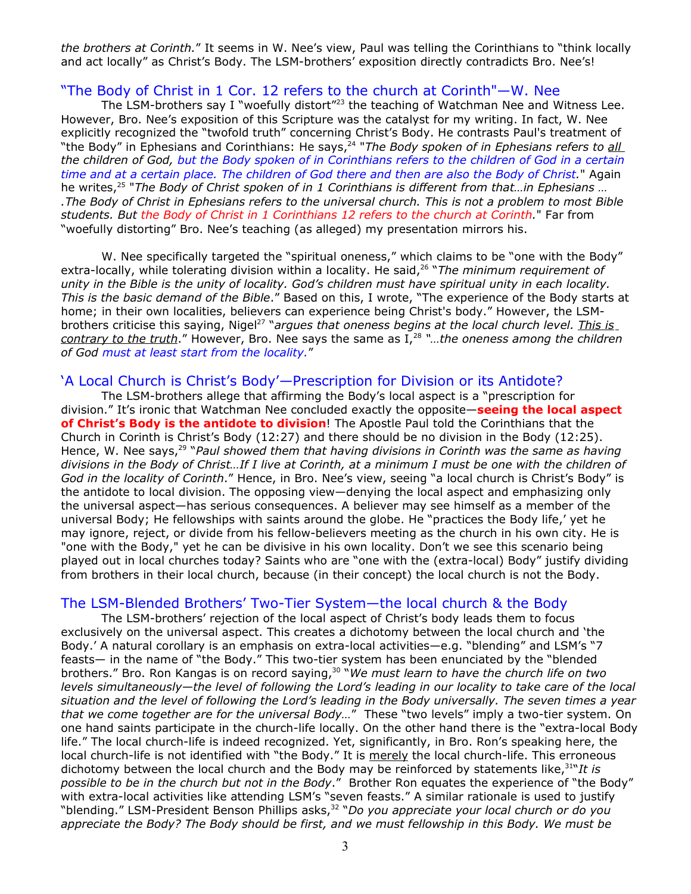*the brothers at Corinth.*" It seems in W. Nee's view, Paul was telling the Corinthians to "think locally and act locally" as Christ's Body. The LSM-brothers' exposition directly contradicts Bro. Nee's!

## "The Body of Christ in 1 Cor. 12 refers to the church at Corinth"—W. Nee

The LSM-brothers say I "woefully distort"[23] the teaching of Watchman Nee and Witness Lee. However, Bro. Nee's exposition of this Scripture was the catalyst for my writing. In fact, W. Nee explicitly recognized the "twofold truth" concerning Christ's Body. He contrasts Paul's treatment of "the Body" in Ephesians and Corinthians: He says,[24] "*The Body spoken of in Ephesians refers to all the children of God, but the Body spoken of in Corinthians refers to the children of God in a certain time and at a certain place. The children of God there and then are also the Body of Christ.*" Again he writes,[25] "*The Body of Christ spoken of in 1 Corinthians is different from that…in Ephesians … .The Body of Christ in Ephesians refers to the universal church. This is not a problem to most Bible students. But the Body of Christ in 1 Corinthians 12 refers to the church at Corinth.*" Far from "woefully distorting" Bro. Nee's teaching (as alleged) my presentation mirrors his.

W. Nee specifically targeted the "spiritual oneness," which claims to be "one with the Body" extra-locally, while tolerating division within a locality. He said,[26] "*The minimum requirement of unity in the Bible is the unity of locality. God's children must have spiritual unity in each locality. This is the basic demand of the Bible*." Based on this, I wrote, "The experience of the Body starts at home; in their own localities, believers can experience being Christ's body." However, the LSM-brothers criticise this saying, Nigel[27] "*argues that oneness begins at the local church level. This is contrary to the truth*." However, Bro. Nee says the same as I,[28] "*…the oneness among the children of God must at least start from the locality.*"

## 'A Local Church is Christ's Body'—Prescription for Division or its Antidote?

The LSM-brothers allege that affirming the Body's local aspect is a "prescription for division." It's ironic that Watchman Nee concluded exactly the opposite—**seeing the local aspect of Christ's Body is the antidote to division**! The Apostle Paul told the Corinthians that the Church in Corinth is Christ's Body (12:27) and there should be no division in the Body (12:25). Hence, W. Nee says,[29] "*Paul showed them that having divisions in Corinth was the same as having divisions in the Body of Christ…If I live at Corinth, at a minimum I must be one with the children of God in the locality of Corinth*." Hence, in Bro. Nee's view, seeing "a local church is Christ's Body" is the antidote to local division. The opposing view—denying the local aspect and emphasizing only the universal aspect—has serious consequences. A believer may see himself as a member of the universal Body; He fellowships with saints around the globe. He "practices the Body life,' yet he may ignore, reject, or divide from his fellow-believers meeting as the church in his own city. He is "one with the Body," yet he can be divisive in his own locality. Don't we see this scenario being played out in local churches today? Saints who are "one with the (extra-local) Body" justify dividing from brothers in their local church, because (in their concept) the local church is not the Body.

## The LSM-Blended Brothers' Two-Tier System—the local church & the Body

The LSM-brothers' rejection of the local aspect of Christ's body leads them to focus exclusively on the universal aspect. This creates a dichotomy between the local church and 'the Body.' A natural corollary is an emphasis on extra-local activities—e.g. "blending" and LSM's "7 feasts— in the name of "the Body." This two-tier system has been enunciated by the "blended brothers." Bro. Ron Kangas is on record saying,[30] "*We must learn to have the church life on two levels simultaneously—the level of following the Lord's leading in our locality to take care of the local situation and the level of following the Lord's leading in the Body universally. The seven times a year that we come together are for the universal Body…*" These "two levels" imply a two-tier system. On one hand saints participate in the church-life locally. On the other hand there is the "extra-local Body life." The local church-life is indeed recognized. Yet, significantly, in Bro. Ron's speaking here, the local church-life is not identified with "the Body." It is merely the local church-life. This erroneous dichotomy between the local church and the Body may be reinforced by statements like,[31] "*It is possible to be in the church but not in the Body*." Brother Ron equates the experience of "the Body" with extra-local activities like attending LSM's "seven feasts." A similar rationale is used to justify "blending." LSM-President Benson Phillips asks,[32] "*Do you appreciate your local church or do you appreciate the Body? The Body should be first, and we must fellowship in this Body. We must be*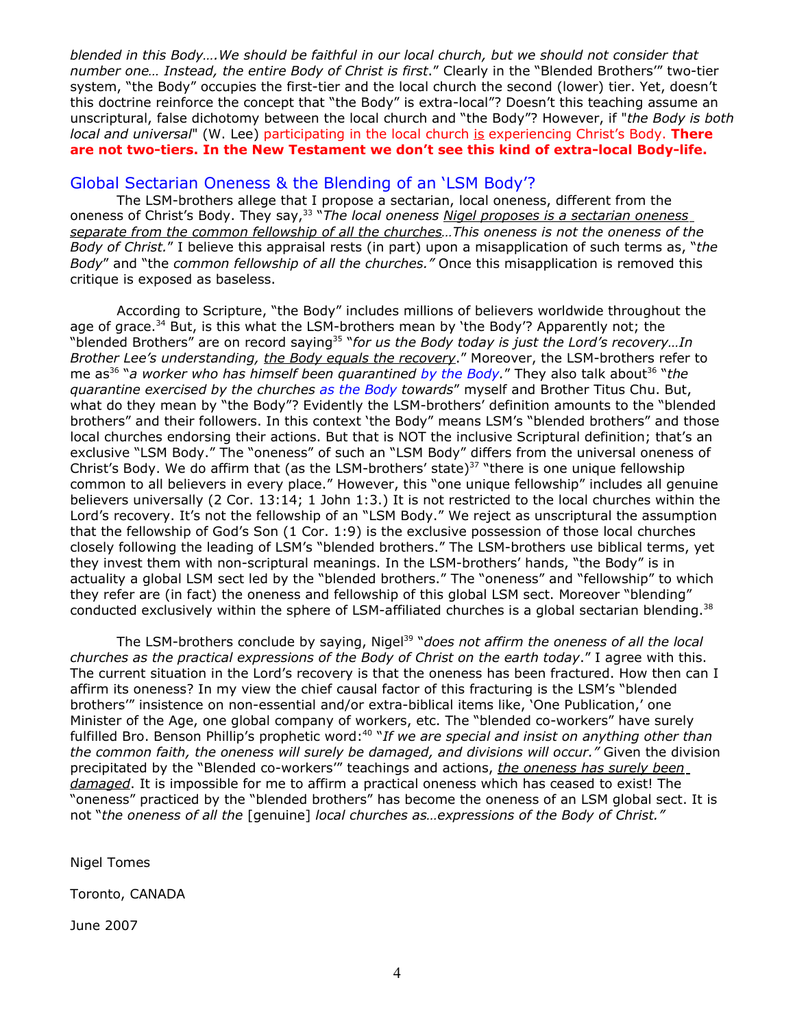*blended in this Body….We should be faithful in our local church, but we should not consider that number one… Instead, the entire Body of Christ is first*." Clearly in the "Blended Brothers'" two-tier system, "the Body" occupies the first-tier and the local church the second (lower) tier. Yet, doesn't this doctrine reinforce the concept that "the Body" is extra-local"? Doesn't this teaching assume an unscriptural, false dichotomy between the local church and "the Body"? However, if "*the Body is both local and universal*" (W. Lee) participating in the local church is experiencing Christ's Body. **There are not two-tiers. In the New Testament we don't see this kind of extra-local Body-life.**

## Global Sectarian Oneness & the Blending of an 'LSM Body'?

The LSM-brothers allege that I propose a sectarian, local oneness, different from the oneness of Christ's Body. They say,[33] "*The local oneness Nigel proposes is a sectarian oneness separate from the common fellowship of all the churches…This oneness is not the oneness of the Body of Christ.*" I believe this appraisal rests (in part) upon a misapplication of such terms as, "*the Body*" and "the *common fellowship of all the churches."* Once this misapplication is removed this critique is exposed as baseless.

According to Scripture, "the Body" includes millions of believers worldwide throughout the age of grace.[34] But, is this what the LSM-brothers mean by 'the Body'? Apparently not; the "blended Brothers" are on record saying[35] "*for us the Body today is just the Lord's recovery…In Brother Lee's understanding, the Body equals the recovery*." Moreover, the LSM-brothers refer to me as[36] "*a worker who has himself been quarantined by the Body.*" They also talk about[36] "*the quarantine exercised by the churches as the Body towards*" myself and Brother Titus Chu. But, what do they mean by "the Body"? Evidently the LSM-brothers' definition amounts to the "blended brothers" and their followers. In this context 'the Body' means LSM's "blended brothers" and those local churches endorsing their actions. But that is NOT the inclusive Scriptural definition; that's an exclusive "LSM Body." The "oneness" of such an "LSM Body" differs from the universal oneness of Christ's Body. We do affirm that (as the LSM-brothers' state)[37] "there is one unique fellowship common to all believers in every place." However, this "one unique fellowship" includes all genuine believers universally (2 Cor. 13:14; 1 John 1:3.) It is not restricted to the local churches within the Lord's recovery. It's not the fellowship of an "LSM Body." We reject as unscriptural the assumption that the fellowship of God's Son (1 Cor. 1:9) is the exclusive possession of those local churches closely following the leading of LSM's "blended brothers." The LSM-brothers use biblical terms, yet they invest them with non-scriptural meanings. In the LSM-brothers' hands, "the Body" is in actuality a global LSM sect led by the "blended brothers." The "oneness" and "fellowship" to which they refer are (in fact) the oneness and fellowship of this global LSM sect. Moreover "blending" conducted exclusively within the sphere of LSM-affiliated churches is a global sectarian blending.[38]

The LSM-brothers conclude by saying, Nigel[39] "*does not affirm the oneness of all the local churches as the practical expressions of the Body of Christ on the earth today*." I agree with this. The current situation in the Lord's recovery is that the oneness has been fractured. How then can I affirm its oneness? In my view the chief causal factor of this fracturing is the LSM's "blended brothers'" insistence on non-essential and/or extra-biblical items like, 'One Publication,' one Minister of the Age, one global company of workers, etc. The "blended co-workers" have surely fulfilled Bro. Benson Phillip's prophetic word:[40] "*If we are special and insist on anything other than the common faith, the oneness will surely be damaged, and divisions will occur."* Given the division precipitated by the "Blended co-workers'" teachings and actions, *the oneness has surely been damaged*. It is impossible for me to affirm a practical oneness which has ceased to exist! The "oneness" practiced by the "blended brothers" has become the oneness of an LSM global sect. It is not "*the oneness of all the* [genuine] *local churches as…expressions of the Body of Christ."*

Nigel Tomes

Toronto, CANADA

June 2007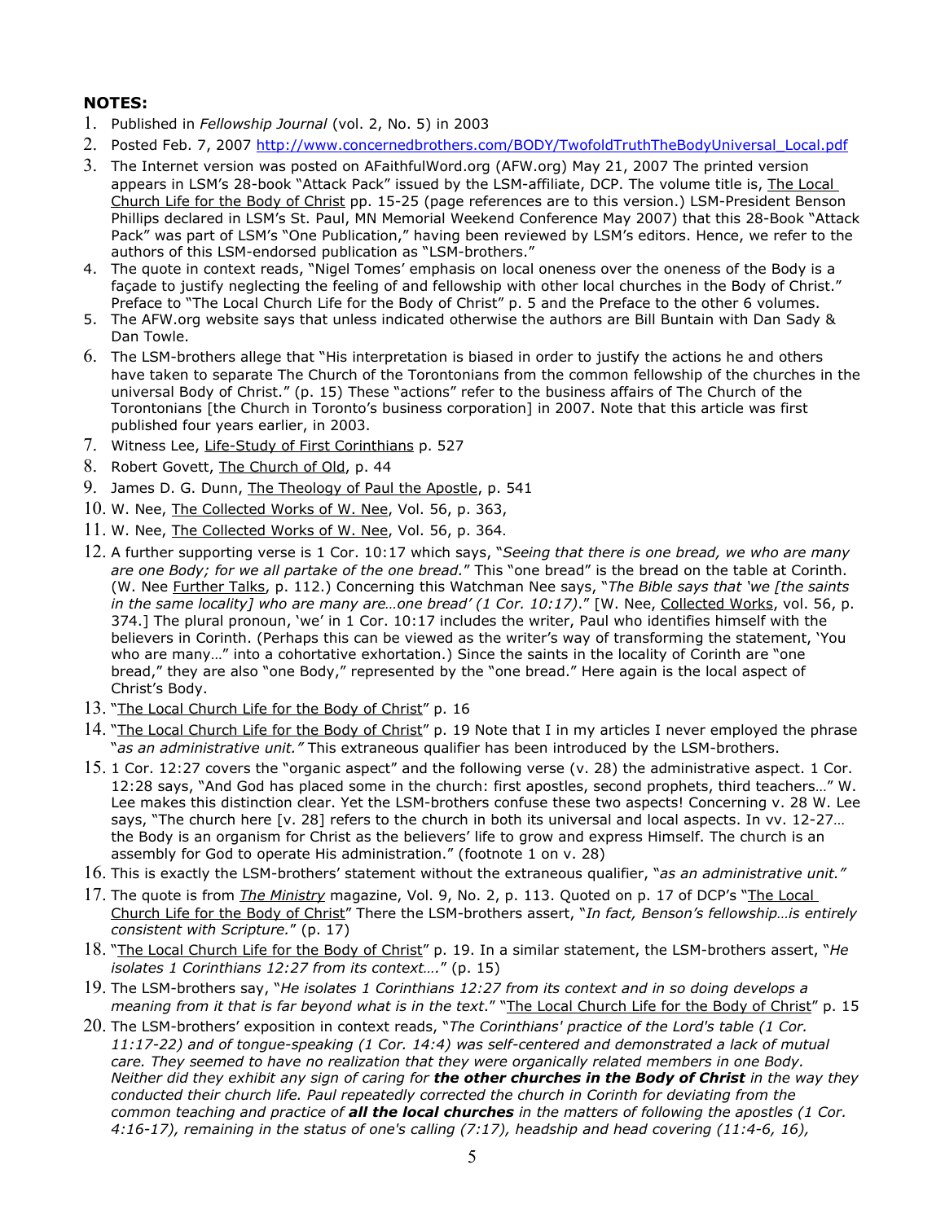**NOTES:**

1. Published in *Fellowship Journal* (vol. 2, No. 5) in 2003
2. Posted Feb. 7, 2007 http://www.concernedbrothers.com/BODY/TwofoldTruthTheBodyUniversal_Local.pdf
3. The Internet version was posted on AFaithfulWord.org (AFW.org) May 21, 2007 The printed version appears in LSM's 28-book "Attack Pack" issued by the LSM-affiliate, DCP. The volume title is, The Local Church Life for the Body of Christ pp. 15-25 (page references are to this version.) LSM-President Benson Phillips declared in LSM's St. Paul, MN Memorial Weekend Conference May 2007) that this 28-Book "Attack Pack" was part of LSM's "One Publication," having been reviewed by LSM's editors. Hence, we refer to the authors of this LSM-endorsed publication as "LSM-brothers."
4. The quote in context reads, "Nigel Tomes' emphasis on local oneness over the oneness of the Body is a façade to justify neglecting the feeling of and fellowship with other local churches in the Body of Christ." Preface to "The Local Church Life for the Body of Christ" p. 5 and the Preface to the other 6 volumes.
5. The AFW.org website says that unless indicated otherwise the authors are Bill Buntain with Dan Sady & Dan Towle.
6. The LSM-brothers allege that "His interpretation is biased in order to justify the actions he and others have taken to separate The Church of the Torontonians from the common fellowship of the churches in the universal Body of Christ." (p. 15) These "actions" refer to the business affairs of The Church of the Torontonians [the Church in Toronto's business corporation] in 2007. Note that this article was first published four years earlier, in 2003.
7. Witness Lee, Life-Study of First Corinthians p. 527
8. Robert Govett, The Church of Old, p. 44
9. James D. G. Dunn, The Theology of Paul the Apostle, p. 541
10. W. Nee, The Collected Works of W. Nee, Vol. 56, p. 363,
11. W. Nee, The Collected Works of W. Nee, Vol. 56, p. 364.
12. A further supporting verse is 1 Cor. 10:17 which says, "*Seeing that there is one bread, we who are many are one Body; for we all partake of the one bread.*" This "one bread" is the bread on the table at Corinth. (W. Nee Further Talks, p. 112.) Concerning this Watchman Nee says, "*The Bible says that 'we [the saints in the same locality] who are many are…one bread' (1 Cor. 10:17)*." [W. Nee, Collected Works, vol. 56, p. 374.] The plural pronoun, 'we' in 1 Cor. 10:17 includes the writer, Paul who identifies himself with the believers in Corinth. (Perhaps this can be viewed as the writer's way of transforming the statement, 'You who are many…" into a cohortative exhortation.) Since the saints in the locality of Corinth are "one bread," they are also "one Body," represented by the "one bread." Here again is the local aspect of Christ's Body.
13. "The Local Church Life for the Body of Christ" p. 16
14. "The Local Church Life for the Body of Christ" p. 19 Note that I in my articles I never employed the phrase "*as an administrative unit.*" This extraneous qualifier has been introduced by the LSM-brothers.
15. 1 Cor. 12:27 covers the "organic aspect" and the following verse (v. 28) the administrative aspect. 1 Cor. 12:28 says, "And God has placed some in the church: first apostles, second prophets, third teachers…" W. Lee makes this distinction clear. Yet the LSM-brothers confuse these two aspects! Concerning v. 28 W. Lee says, "The church here [v. 28] refers to the church in both its universal and local aspects. In vv. 12-27… the Body is an organism for Christ as the believers' life to grow and express Himself. The church is an assembly for God to operate His administration." (footnote 1 on v. 28)
16. This is exactly the LSM-brothers' statement without the extraneous qualifier, "*as an administrative unit.*"
17. The quote is from *The Ministry* magazine, Vol. 9, No. 2, p. 113. Quoted on p. 17 of DCP's "The Local Church Life for the Body of Christ" There the LSM-brothers assert, "*In fact, Benson's fellowship…is entirely consistent with Scripture.*" (p. 17)
18. "The Local Church Life for the Body of Christ" p. 19. In a similar statement, the LSM-brothers assert, "*He isolates 1 Corinthians 12:27 from its context….*" (p. 15)
19. The LSM-brothers say, "*He isolates 1 Corinthians 12:27 from its context and in so doing develops a meaning from it that is far beyond what is in the text.*" "The Local Church Life for the Body of Christ" p. 15
20. The LSM-brothers' exposition in context reads, "*The Corinthians' practice of the Lord's table (1 Cor. 11:17-22) and of tongue-speaking (1 Cor. 14:4) was self-centered and demonstrated a lack of mutual care. They seemed to have no realization that they were organically related members in one Body. Neither did they exhibit any sign of caring for* ***the other churches in the Body of Christ*** *in the way they conducted their church life. Paul repeatedly corrected the church in Corinth for deviating from the common teaching and practice of* ***all the local churches*** *in the matters of following the apostles (1 Cor. 4:16-17), remaining in the status of one's calling (7:17), headship and head covering (11:4-6, 16),*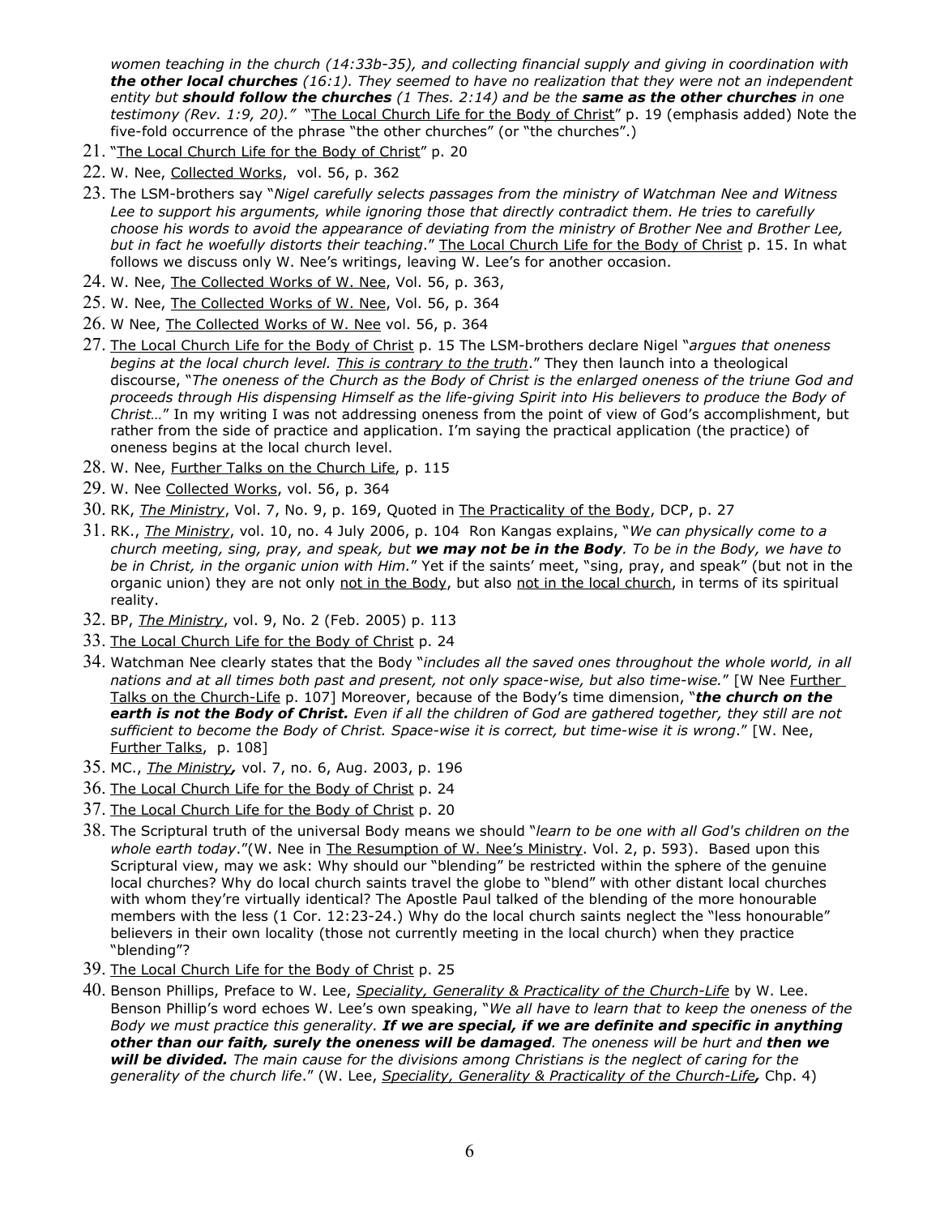*women teaching in the church (14:33b-35), and collecting financial supply and giving in coordination with* ***the other local churches*** *(16:1). They seemed to have no realization that they were not an independent entity but* ***should follow the churches*** *(1 Thes. 2:14) and be the* ***same as the other churches*** *in one testimony (Rev. 1:9, 20)."* "The Local Church Life for the Body of Christ" p. 19 (emphasis added) Note the five-fold occurrence of the phrase "the other churches" (or "the churches".)

21. "The Local Church Life for the Body of Christ" p. 20
22. W. Nee, Collected Works, vol. 56, p. 362
23. The LSM-brothers say "*Nigel carefully selects passages from the ministry of Watchman Nee and Witness Lee to support his arguments, while ignoring those that directly contradict them. He tries to carefully choose his words to avoid the appearance of deviating from the ministry of Brother Nee and Brother Lee, but in fact he woefully distorts their teaching*." The Local Church Life for the Body of Christ p. 15. In what follows we discuss only W. Nee's writings, leaving W. Lee's for another occasion.
24. W. Nee, The Collected Works of W. Nee, Vol. 56, p. 363,
25. W. Nee, The Collected Works of W. Nee, Vol. 56, p. 364
26. W Nee, The Collected Works of W. Nee vol. 56, p. 364
27. The Local Church Life for the Body of Christ p. 15 The LSM-brothers declare Nigel "*argues that oneness begins at the local church level. This is contrary to the truth*." They then launch into a theological discourse, "*The oneness of the Church as the Body of Christ is the enlarged oneness of the triune God and proceeds through His dispensing Himself as the life-giving Spirit into His believers to produce the Body of Christ…*" In my writing I was not addressing oneness from the point of view of God's accomplishment, but rather from the side of practice and application. I'm saying the practical application (the practice) of oneness begins at the local church level.
28. W. Nee, Further Talks on the Church Life, p. 115
29. W. Nee Collected Works, vol. 56, p. 364
30. RK, *The Ministry*, Vol. 7, No. 9, p. 169, Quoted in The Practicality of the Body, DCP, p. 27
31. RK., *The Ministry*, vol. 10, no. 4 July 2006, p. 104 Ron Kangas explains, "*We can physically come to a church meeting, sing, pray, and speak, but* ***we may not be in the Body****. To be in the Body, we have to be in Christ, in the organic union with Him.*" Yet if the saints' meet, "sing, pray, and speak" (but not in the organic union) they are not only not in the Body, but also not in the local church, in terms of its spiritual reality.
32. BP, *The Ministry*, vol. 9, No. 2 (Feb. 2005) p. 113
33. The Local Church Life for the Body of Christ p. 24
34. Watchman Nee clearly states that the Body "*includes all the saved ones throughout the whole world, in all nations and at all times both past and present, not only space-wise, but also time-wise.*" [W Nee Further Talks on the Church-Life p. 107] Moreover, because of the Body's time dimension, "***the church on the earth is not the Body of Christ.*** *Even if all the children of God are gathered together, they still are not sufficient to become the Body of Christ. Space-wise it is correct, but time-wise it is wrong*." [W. Nee, Further Talks, p. 108]
35. MC., *The Ministry****,*** vol. 7, no. 6, Aug. 2003, p. 196
36. The Local Church Life for the Body of Christ p. 24
37. The Local Church Life for the Body of Christ p. 20
38. The Scriptural truth of the universal Body means we should "*learn to be one with all God's children on the whole earth today*."(W. Nee in The Resumption of W. Nee's Ministry. Vol. 2, p. 593). Based upon this Scriptural view, may we ask: Why should our "blending" be restricted within the sphere of the genuine local churches? Why do local church saints travel the globe to "blend" with other distant local churches with whom they're virtually identical? The Apostle Paul talked of the blending of the more honourable members with the less (1 Cor. 12:23-24.) Why do the local church saints neglect the "less honourable" believers in their own locality (those not currently meeting in the local church) when they practice "blending"?
39. The Local Church Life for the Body of Christ p. 25
40. Benson Phillips, Preface to W. Lee, *Speciality, Generality & Practicality of the Church-Life* by W. Lee. Benson Phillip's word echoes W. Lee's own speaking, "*We all have to learn that to keep the oneness of the Body we must practice this generality.* ***If we are special, if we are definite and specific in anything other than our faith, surely the oneness will be damaged****. The oneness will be hurt and* ***then we will be divided.*** *The main cause for the divisions among Christians is the neglect of caring for the generality of the church life*." (W. Lee, *Speciality, Generality & Practicality of the Church-Life****,*** Chp. 4)